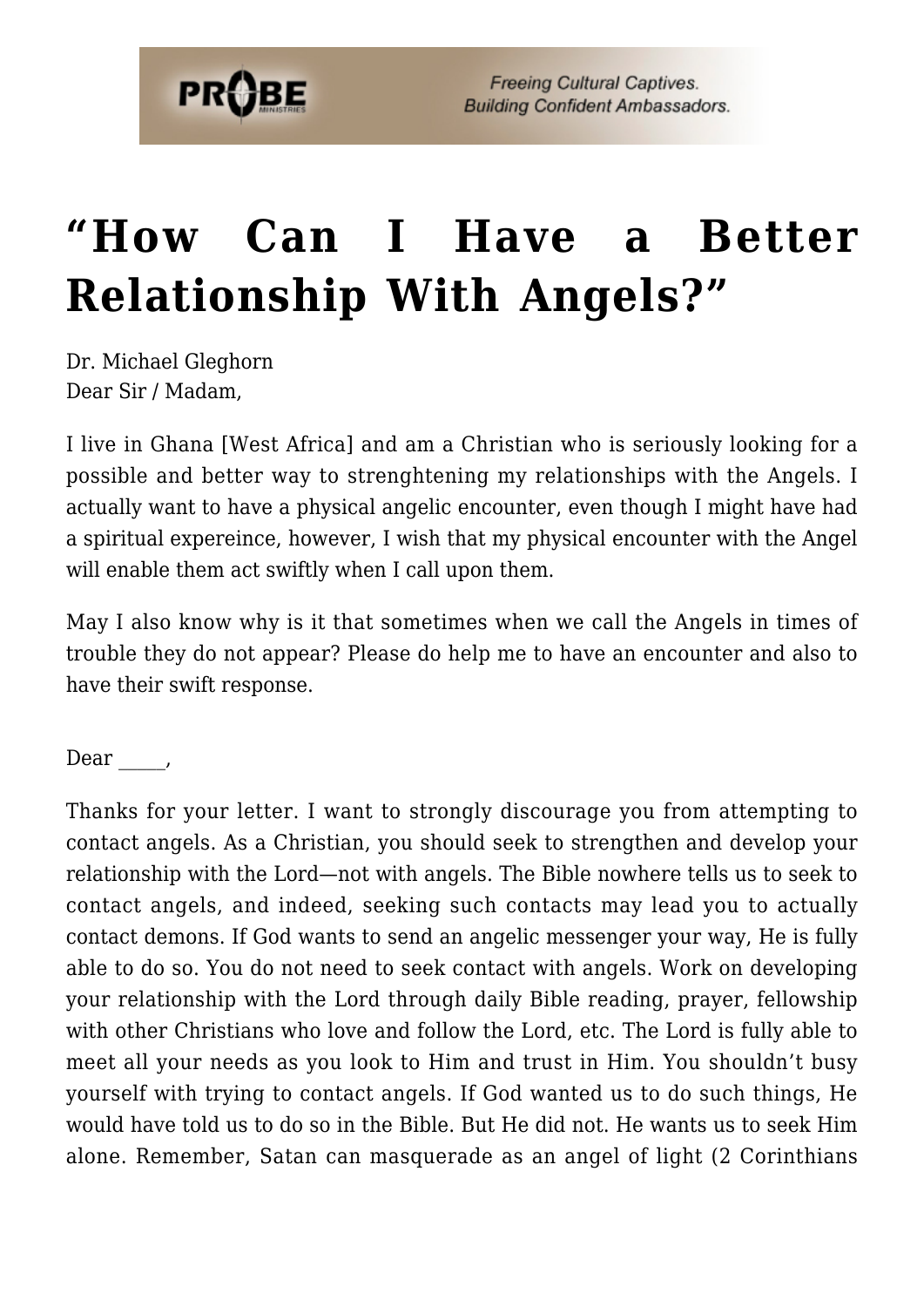# "How Can I Have a Better Relationship With Angels?"

Dr. Michael Gleghorn
Dear Sir / Madam,

I live in Ghana [West Africa] and am a Christian who is seriously looking for a possible and better way to strenghtening my relationships with the Angels. I actually want to have a physical angelic encounter, even though I might have had a spiritual expereince, however, I wish that my physical encounter with the Angel will enable them act swiftly when I call upon them.

May I also know why is it that sometimes when we call the Angels in times of trouble they do not appear? Please do help me to have an encounter and also to have their swift response.

Dear _____,

Thanks for your letter. I want to strongly discourage you from attempting to contact angels. As a Christian, you should seek to strengthen and develop your relationship with the Lord—not with angels. The Bible nowhere tells us to seek to contact angels, and indeed, seeking such contacts may lead you to actually contact demons. If God wants to send an angelic messenger your way, He is fully able to do so. You do not need to seek contact with angels. Work on developing your relationship with the Lord through daily Bible reading, prayer, fellowship with other Christians who love and follow the Lord, etc. The Lord is fully able to meet all your needs as you look to Him and trust in Him. You shouldn't busy yourself with trying to contact angels. If God wanted us to do such things, He would have told us to do so in the Bible. But He did not. He wants us to seek Him alone. Remember, Satan can masquerade as an angel of light (2 Corinthians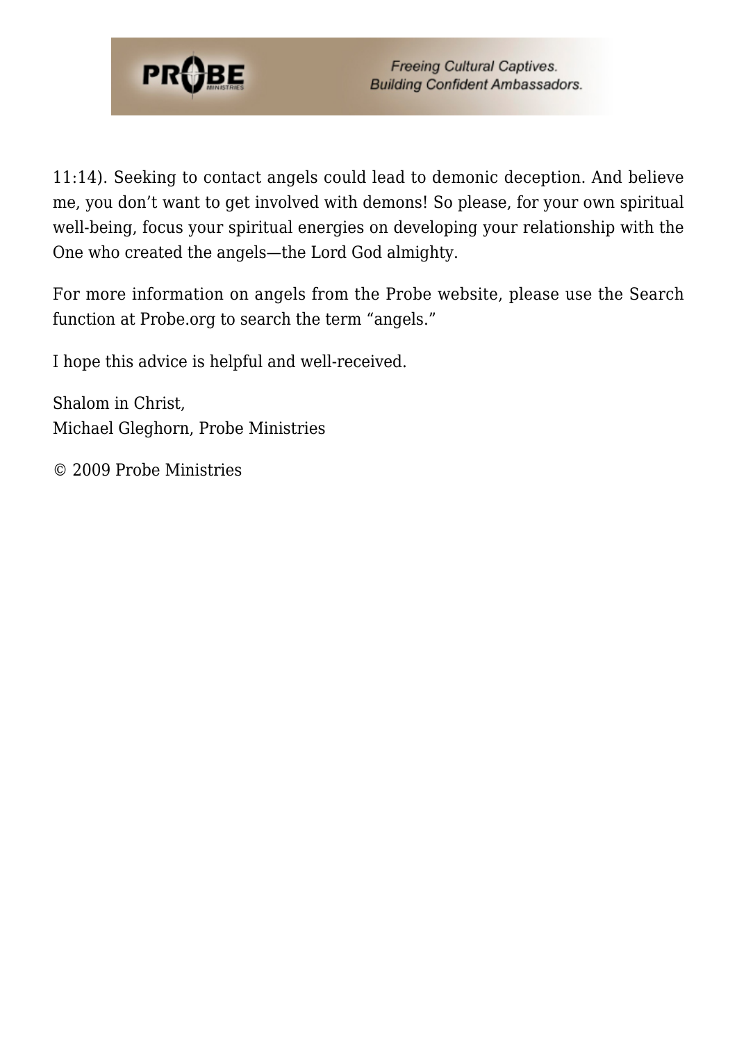11:14). Seeking to contact angels could lead to demonic deception. And believe me, you don't want to get involved with demons! So please, for your own spiritual well-being, focus your spiritual energies on developing your relationship with the One who created the angels—the Lord God almighty.

For more information on angels from the Probe website, please use the Search function at Probe.org to search the term "angels."

I hope this advice is helpful and well-received.

Shalom in Christ,
Michael Gleghorn, Probe Ministries

© 2009 Probe Ministries